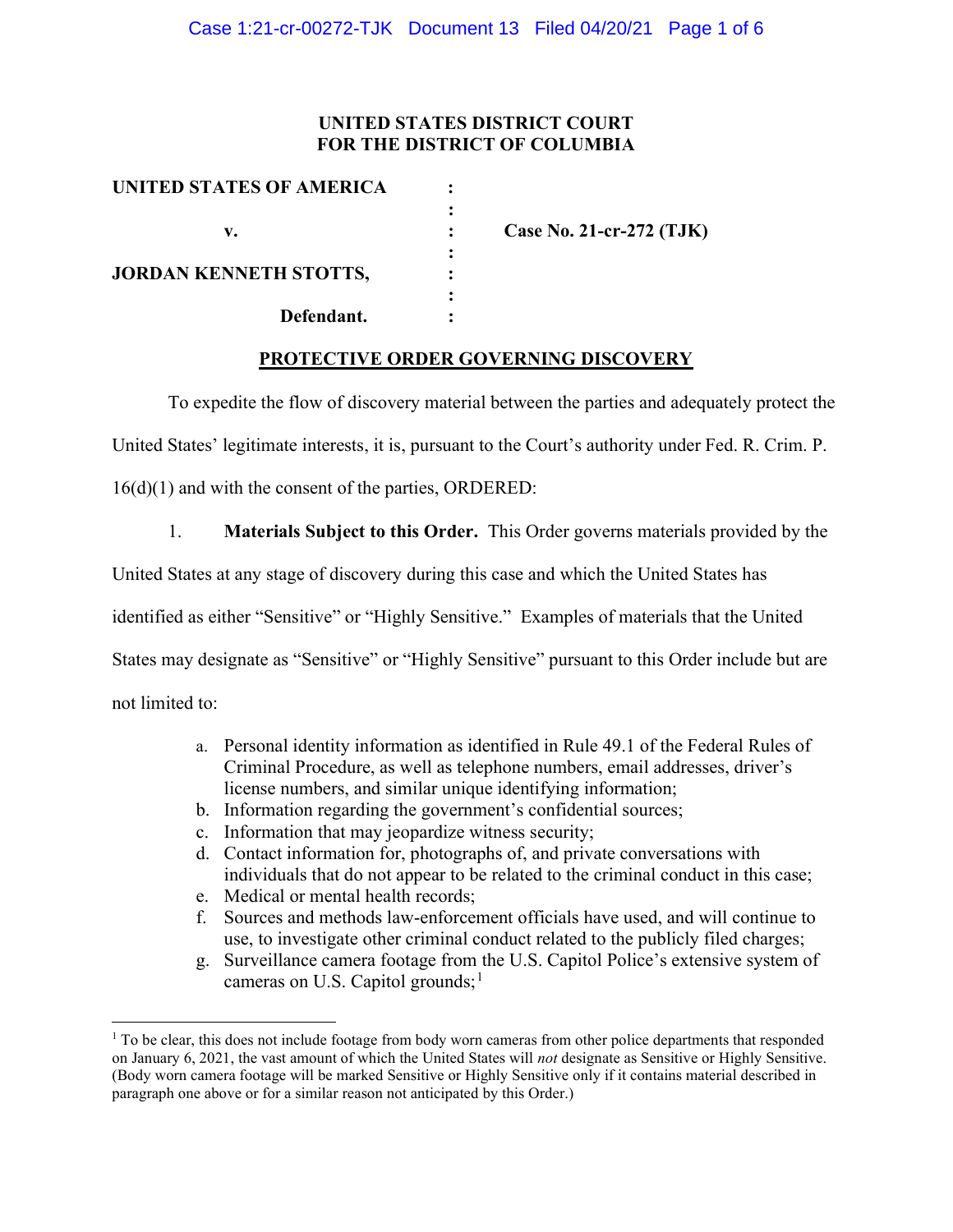**UNITED STATES DISTRICT COURT**
**FOR THE DISTRICT OF COLUMBIA**

| | | |
|---|---|---|
| **UNITED STATES OF AMERICA** | : | |
| | : | |
| **v.** | : | **Case No. 21-cr-272 (TJK)** |
| | : | |
| **JORDAN KENNETH STOTTS,** | : | |
| | : | |
| **Defendant.** | : | |

**PROTECTIVE ORDER GOVERNING DISCOVERY**

To expedite the flow of discovery material between the parties and adequately protect the United States' legitimate interests, it is, pursuant to the Court's authority under Fed. R. Crim. P. 16(d)(1) and with the consent of the parties, ORDERED:

1. **Materials Subject to this Order.** This Order governs materials provided by the United States at any stage of discovery during this case and which the United States has identified as either "Sensitive" or "Highly Sensitive." Examples of materials that the United States may designate as "Sensitive" or "Highly Sensitive" pursuant to this Order include but are not limited to:

   a. Personal identity information as identified in Rule 49.1 of the Federal Rules of Criminal Procedure, as well as telephone numbers, email addresses, driver's license numbers, and similar unique identifying information;
   b. Information regarding the government's confidential sources;
   c. Information that may jeopardize witness security;
   d. Contact information for, photographs of, and private conversations with individuals that do not appear to be related to the criminal conduct in this case;
   e. Medical or mental health records;
   f. Sources and methods law-enforcement officials have used, and will continue to use, to investigate other criminal conduct related to the publicly filed charges;
   g. Surveillance camera footage from the U.S. Capitol Police's extensive system of cameras on U.S. Capitol grounds;[1]

[1] To be clear, this does not include footage from body worn cameras from other police departments that responded on January 6, 2021, the vast amount of which the United States will *not* designate as Sensitive or Highly Sensitive. (Body worn camera footage will be marked Sensitive or Highly Sensitive only if it contains material described in paragraph one above or for a similar reason not anticipated by this Order.)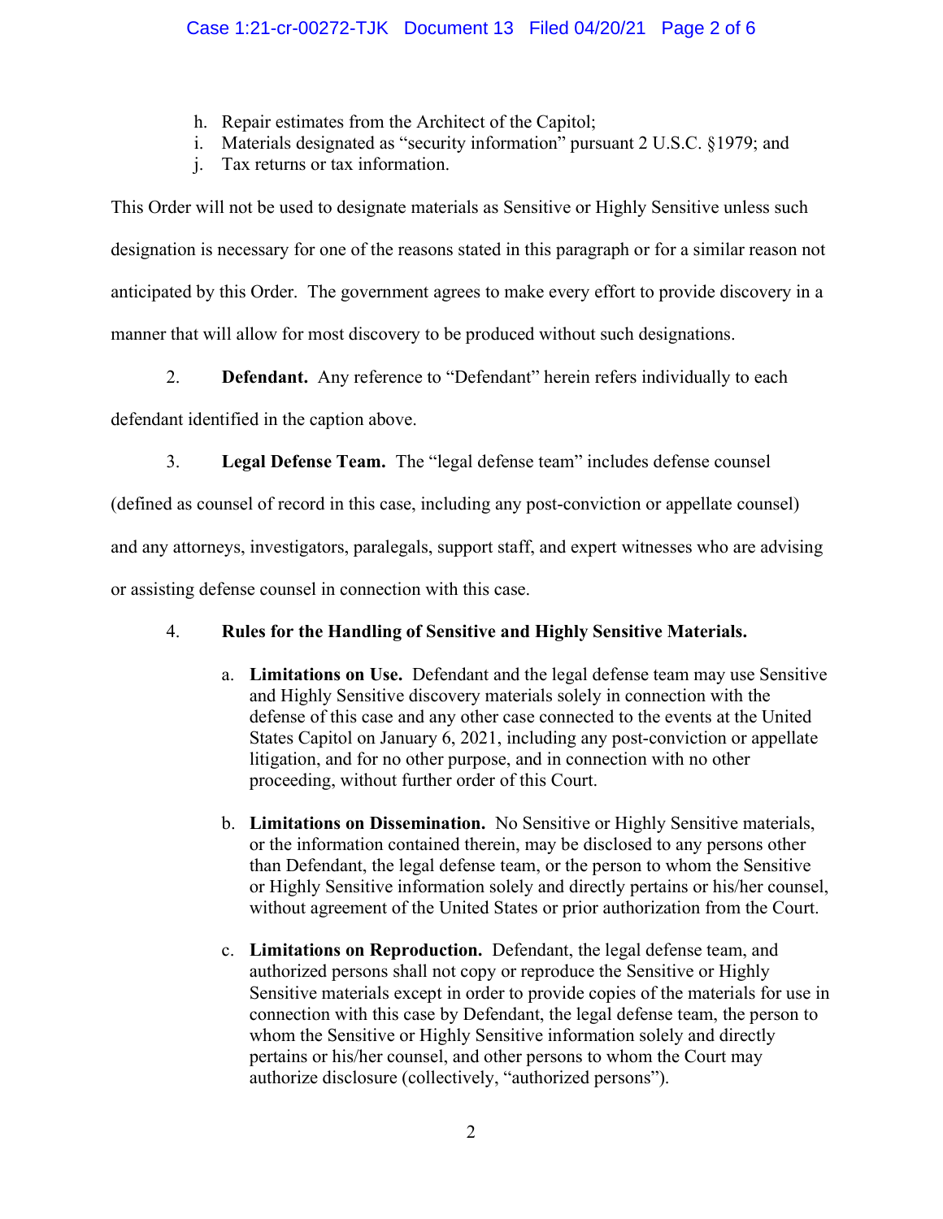h. Repair estimates from the Architect of the Capitol;
i. Materials designated as "security information" pursuant 2 U.S.C. §1979; and
j. Tax returns or tax information.

This Order will not be used to designate materials as Sensitive or Highly Sensitive unless such designation is necessary for one of the reasons stated in this paragraph or for a similar reason not anticipated by this Order. The government agrees to make every effort to provide discovery in a manner that will allow for most discovery to be produced without such designations.

2. **Defendant.** Any reference to "Defendant" herein refers individually to each defendant identified in the caption above.

3. **Legal Defense Team.** The "legal defense team" includes defense counsel (defined as counsel of record in this case, including any post-conviction or appellate counsel) and any attorneys, investigators, paralegals, support staff, and expert witnesses who are advising or assisting defense counsel in connection with this case.

4. **Rules for the Handling of Sensitive and Highly Sensitive Materials.**

   a. **Limitations on Use.** Defendant and the legal defense team may use Sensitive and Highly Sensitive discovery materials solely in connection with the defense of this case and any other case connected to the events at the United States Capitol on January 6, 2021, including any post-conviction or appellate litigation, and for no other purpose, and in connection with no other proceeding, without further order of this Court.

   b. **Limitations on Dissemination.** No Sensitive or Highly Sensitive materials, or the information contained therein, may be disclosed to any persons other than Defendant, the legal defense team, or the person to whom the Sensitive or Highly Sensitive information solely and directly pertains or his/her counsel, without agreement of the United States or prior authorization from the Court.

   c. **Limitations on Reproduction.** Defendant, the legal defense team, and authorized persons shall not copy or reproduce the Sensitive or Highly Sensitive materials except in order to provide copies of the materials for use in connection with this case by Defendant, the legal defense team, the person to whom the Sensitive or Highly Sensitive information solely and directly pertains or his/her counsel, and other persons to whom the Court may authorize disclosure (collectively, "authorized persons").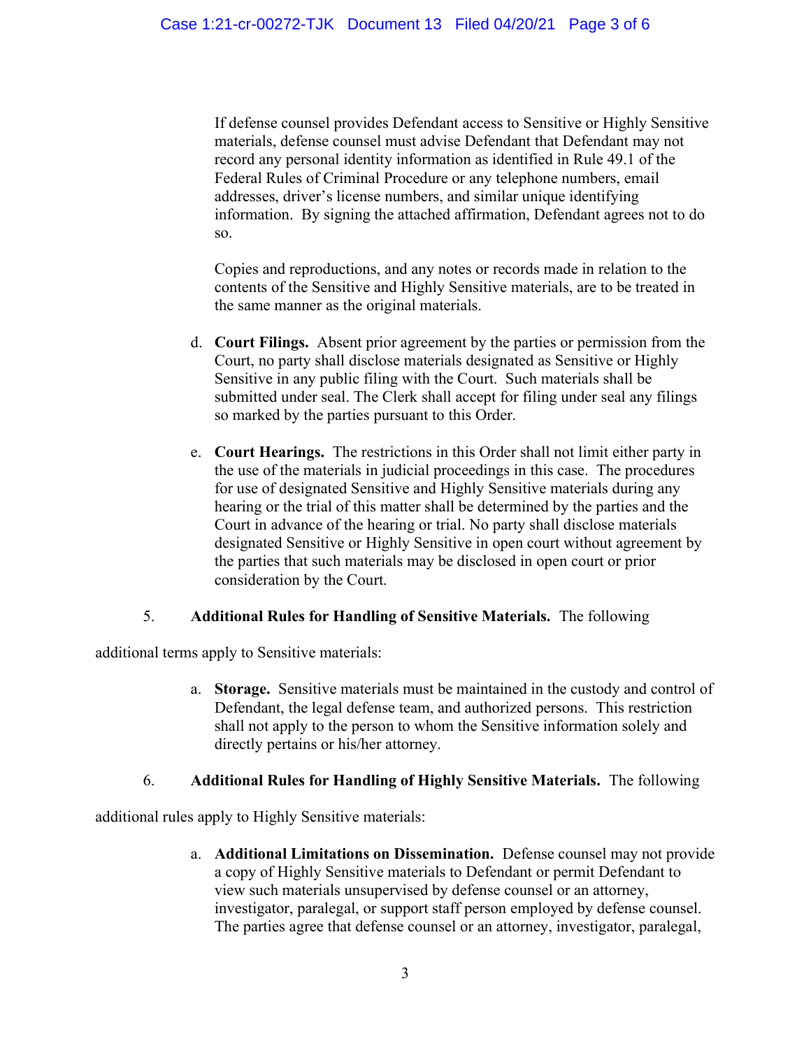If defense counsel provides Defendant access to Sensitive or Highly Sensitive materials, defense counsel must advise Defendant that Defendant may not record any personal identity information as identified in Rule 49.1 of the Federal Rules of Criminal Procedure or any telephone numbers, email addresses, driver's license numbers, and similar unique identifying information. By signing the attached affirmation, Defendant agrees not to do so.

Copies and reproductions, and any notes or records made in relation to the contents of the Sensitive and Highly Sensitive materials, are to be treated in the same manner as the original materials.

d. **Court Filings.** Absent prior agreement by the parties or permission from the Court, no party shall disclose materials designated as Sensitive or Highly Sensitive in any public filing with the Court. Such materials shall be submitted under seal. The Clerk shall accept for filing under seal any filings so marked by the parties pursuant to this Order.

e. **Court Hearings.** The restrictions in this Order shall not limit either party in the use of the materials in judicial proceedings in this case. The procedures for use of designated Sensitive and Highly Sensitive materials during any hearing or the trial of this matter shall be determined by the parties and the Court in advance of the hearing or trial. No party shall disclose materials designated Sensitive or Highly Sensitive in open court without agreement by the parties that such materials may be disclosed in open court or prior consideration by the Court.

5. **Additional Rules for Handling of Sensitive Materials.** The following additional terms apply to Sensitive materials:

a. **Storage.** Sensitive materials must be maintained in the custody and control of Defendant, the legal defense team, and authorized persons. This restriction shall not apply to the person to whom the Sensitive information solely and directly pertains or his/her attorney.

6. **Additional Rules for Handling of Highly Sensitive Materials.** The following additional rules apply to Highly Sensitive materials:

a. **Additional Limitations on Dissemination.** Defense counsel may not provide a copy of Highly Sensitive materials to Defendant or permit Defendant to view such materials unsupervised by defense counsel or an attorney, investigator, paralegal, or support staff person employed by defense counsel. The parties agree that defense counsel or an attorney, investigator, paralegal,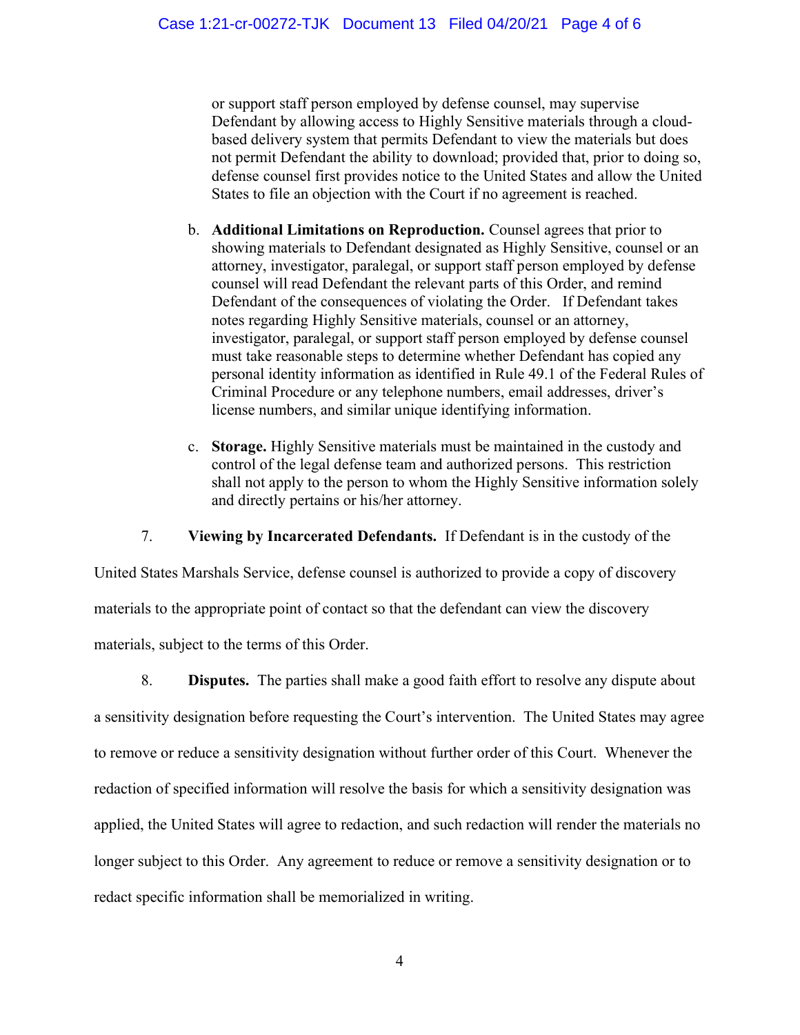or support staff person employed by defense counsel, may supervise Defendant by allowing access to Highly Sensitive materials through a cloud-based delivery system that permits Defendant to view the materials but does not permit Defendant the ability to download; provided that, prior to doing so, defense counsel first provides notice to the United States and allow the United States to file an objection with the Court if no agreement is reached.

b. **Additional Limitations on Reproduction.** Counsel agrees that prior to showing materials to Defendant designated as Highly Sensitive, counsel or an attorney, investigator, paralegal, or support staff person employed by defense counsel will read Defendant the relevant parts of this Order, and remind Defendant of the consequences of violating the Order. If Defendant takes notes regarding Highly Sensitive materials, counsel or an attorney, investigator, paralegal, or support staff person employed by defense counsel must take reasonable steps to determine whether Defendant has copied any personal identity information as identified in Rule 49.1 of the Federal Rules of Criminal Procedure or any telephone numbers, email addresses, driver's license numbers, and similar unique identifying information.

c. **Storage.** Highly Sensitive materials must be maintained in the custody and control of the legal defense team and authorized persons. This restriction shall not apply to the person to whom the Highly Sensitive information solely and directly pertains or his/her attorney.

7. **Viewing by Incarcerated Defendants.** If Defendant is in the custody of the United States Marshals Service, defense counsel is authorized to provide a copy of discovery materials to the appropriate point of contact so that the defendant can view the discovery materials, subject to the terms of this Order.

8. **Disputes.** The parties shall make a good faith effort to resolve any dispute about a sensitivity designation before requesting the Court's intervention. The United States may agree to remove or reduce a sensitivity designation without further order of this Court. Whenever the redaction of specified information will resolve the basis for which a sensitivity designation was applied, the United States will agree to redaction, and such redaction will render the materials no longer subject to this Order. Any agreement to reduce or remove a sensitivity designation or to redact specific information shall be memorialized in writing.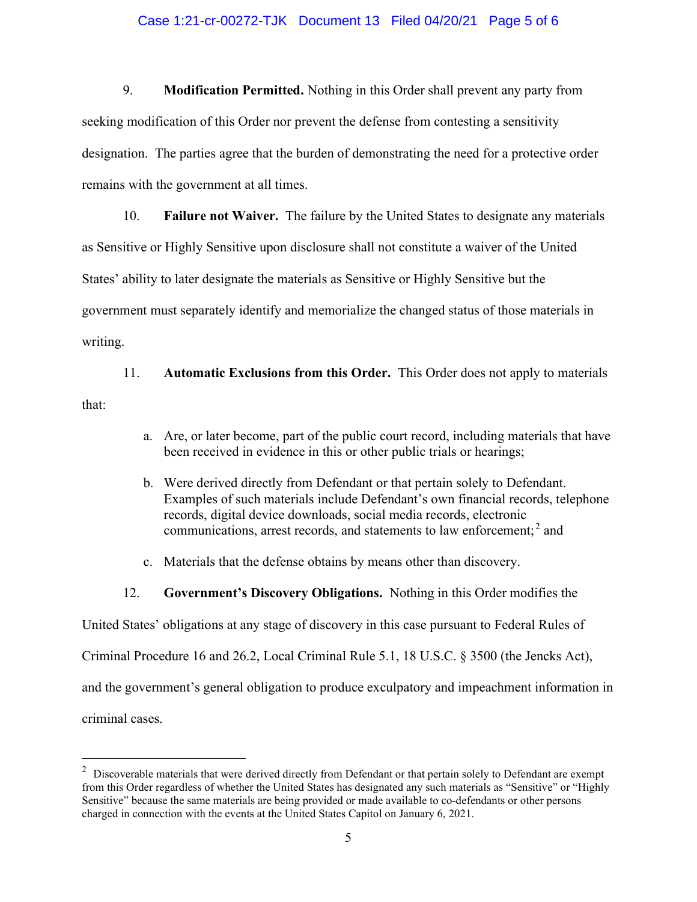9. **Modification Permitted.** Nothing in this Order shall prevent any party from seeking modification of this Order nor prevent the defense from contesting a sensitivity designation. The parties agree that the burden of demonstrating the need for a protective order remains with the government at all times.

10. **Failure not Waiver.** The failure by the United States to designate any materials as Sensitive or Highly Sensitive upon disclosure shall not constitute a waiver of the United States' ability to later designate the materials as Sensitive or Highly Sensitive but the government must separately identify and memorialize the changed status of those materials in writing.

11. **Automatic Exclusions from this Order.** This Order does not apply to materials that:

   a. Are, or later become, part of the public court record, including materials that have been received in evidence in this or other public trials or hearings;

   b. Were derived directly from Defendant or that pertain solely to Defendant. Examples of such materials include Defendant's own financial records, telephone records, digital device downloads, social media records, electronic communications, arrest records, and statements to law enforcement;[2] and

   c. Materials that the defense obtains by means other than discovery.

12. **Government's Discovery Obligations.** Nothing in this Order modifies the United States' obligations at any stage of discovery in this case pursuant to Federal Rules of Criminal Procedure 16 and 26.2, Local Criminal Rule 5.1, 18 U.S.C. § 3500 (the Jencks Act), and the government's general obligation to produce exculpatory and impeachment information in criminal cases.

---

[2] Discoverable materials that were derived directly from Defendant or that pertain solely to Defendant are exempt from this Order regardless of whether the United States has designated any such materials as "Sensitive" or "Highly Sensitive" because the same materials are being provided or made available to co-defendants or other persons charged in connection with the events at the United States Capitol on January 6, 2021.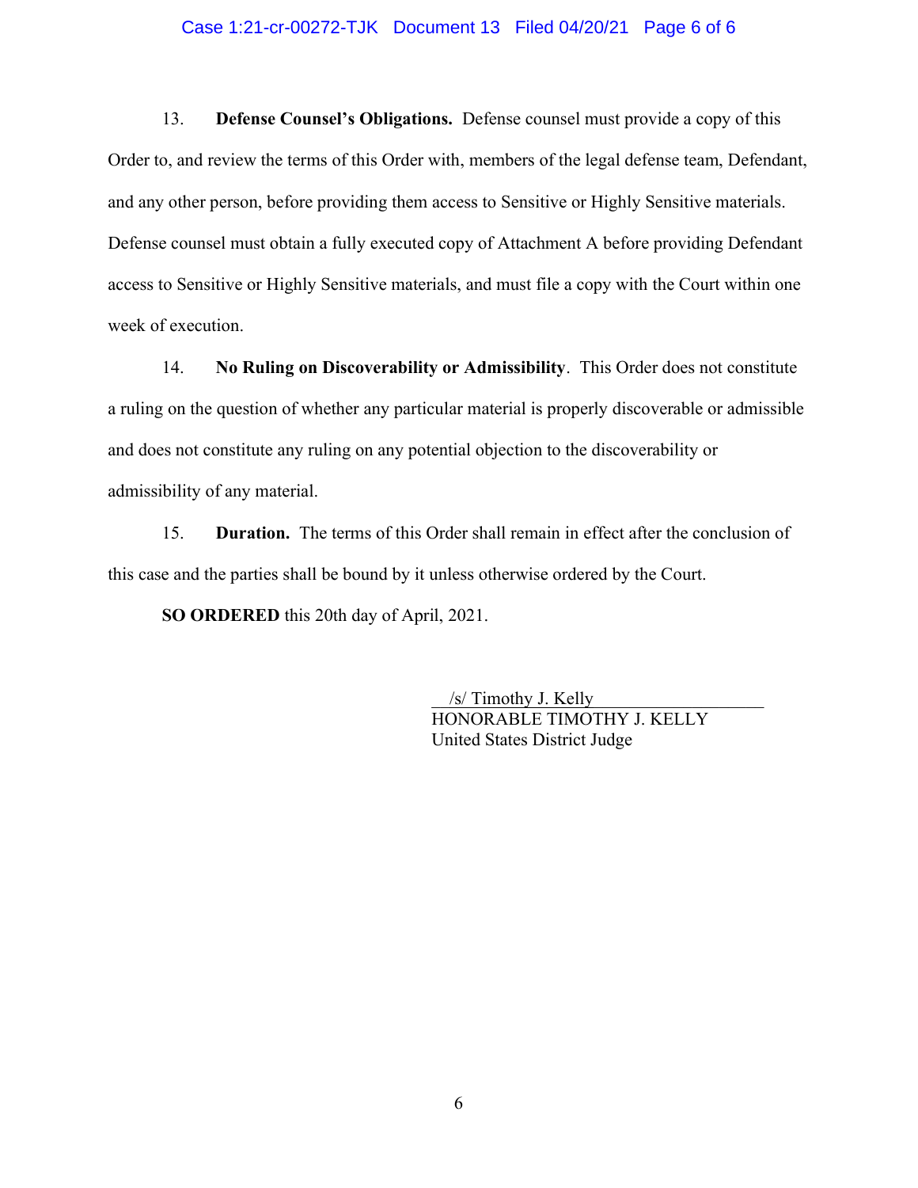13. **Defense Counsel's Obligations.** Defense counsel must provide a copy of this Order to, and review the terms of this Order with, members of the legal defense team, Defendant, and any other person, before providing them access to Sensitive or Highly Sensitive materials. Defense counsel must obtain a fully executed copy of Attachment A before providing Defendant access to Sensitive or Highly Sensitive materials, and must file a copy with the Court within one week of execution.

14. **No Ruling on Discoverability or Admissibility**. This Order does not constitute a ruling on the question of whether any particular material is properly discoverable or admissible and does not constitute any ruling on any potential objection to the discoverability or admissibility of any material.

15. **Duration.** The terms of this Order shall remain in effect after the conclusion of this case and the parties shall be bound by it unless otherwise ordered by the Court.

**SO ORDERED** this 20th day of April, 2021.

/s/ Timothy J. Kelly
HONORABLE TIMOTHY J. KELLY
United States District Judge